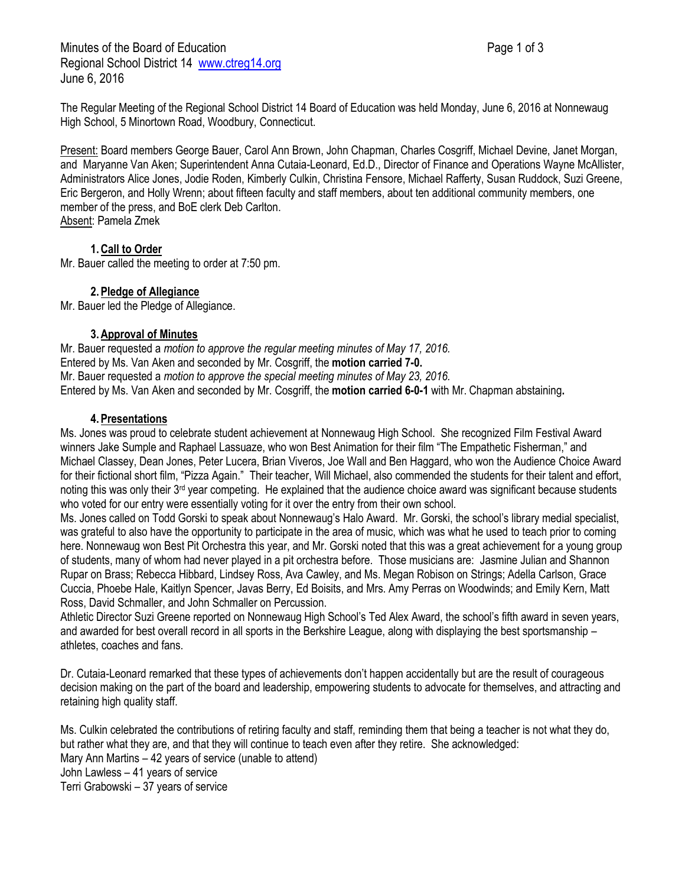Minutes of the Board of Education
Regional School District 14 www.ctreg14.org
June 6, 2016

The Regular Meeting of the Regional School District 14 Board of Education was held Monday, June 6, 2016 at Nonnewaug High School, 5 Minortown Road, Woodbury, Connecticut.

Present: Board members George Bauer, Carol Ann Brown, John Chapman, Charles Cosgriff, Michael Devine, Janet Morgan, and Maryanne Van Aken; Superintendent Anna Cutaia-Leonard, Ed.D., Director of Finance and Operations Wayne McAllister, Administrators Alice Jones, Jodie Roden, Kimberly Culkin, Christina Fensore, Michael Rafferty, Susan Ruddock, Suzi Greene, Eric Bergeron, and Holly Wrenn; about fifteen faculty and staff members, about ten additional community members, one member of the press, and BoE clerk Deb Carlton.
Absent: Pamela Zmek

### 1. Call to Order

Mr. Bauer called the meeting to order at 7:50 pm.

### 2. Pledge of Allegiance

Mr. Bauer led the Pledge of Allegiance.

### 3. Approval of Minutes

Mr. Bauer requested a *motion to approve the regular meeting minutes of May 17, 2016.*
Entered by Ms. Van Aken and seconded by Mr. Cosgriff, the **motion carried 7-0.**
Mr. Bauer requested a *motion to approve the special meeting minutes of May 23, 2016.*
Entered by Ms. Van Aken and seconded by Mr. Cosgriff, the **motion carried 6-0-1** with Mr. Chapman abstaining**.**

### 4. Presentations

Ms. Jones was proud to celebrate student achievement at Nonnewaug High School. She recognized Film Festival Award winners Jake Sumple and Raphael Lassuaze, who won Best Animation for their film "The Empathetic Fisherman," and Michael Classey, Dean Jones, Peter Lucera, Brian Viveros, Joe Wall and Ben Haggard, who won the Audience Choice Award for their fictional short film, "Pizza Again." Their teacher, Will Michael, also commended the students for their talent and effort, noting this was only their 3rd year competing. He explained that the audience choice award was significant because students who voted for our entry were essentially voting for it over the entry from their own school.

Ms. Jones called on Todd Gorski to speak about Nonnewaug's Halo Award. Mr. Gorski, the school's library medial specialist, was grateful to also have the opportunity to participate in the area of music, which was what he used to teach prior to coming here. Nonnewaug won Best Pit Orchestra this year, and Mr. Gorski noted that this was a great achievement for a young group of students, many of whom had never played in a pit orchestra before. Those musicians are: Jasmine Julian and Shannon Rupar on Brass; Rebecca Hibbard, Lindsey Ross, Ava Cawley, and Ms. Megan Robison on Strings; Adella Carlson, Grace Cuccia, Phoebe Hale, Kaitlyn Spencer, Javas Berry, Ed Boisits, and Mrs. Amy Perras on Woodwinds; and Emily Kern, Matt Ross, David Schmaller, and John Schmaller on Percussion.

Athletic Director Suzi Greene reported on Nonnewaug High School's Ted Alex Award, the school's fifth award in seven years, and awarded for best overall record in all sports in the Berkshire League, along with displaying the best sportsmanship – athletes, coaches and fans.

Dr. Cutaia-Leonard remarked that these types of achievements don't happen accidentally but are the result of courageous decision making on the part of the board and leadership, empowering students to advocate for themselves, and attracting and retaining high quality staff.

Ms. Culkin celebrated the contributions of retiring faculty and staff, reminding them that being a teacher is not what they do, but rather what they are, and that they will continue to teach even after they retire. She acknowledged:
Mary Ann Martins – 42 years of service (unable to attend)
John Lawless – 41 years of service
Terri Grabowski – 37 years of service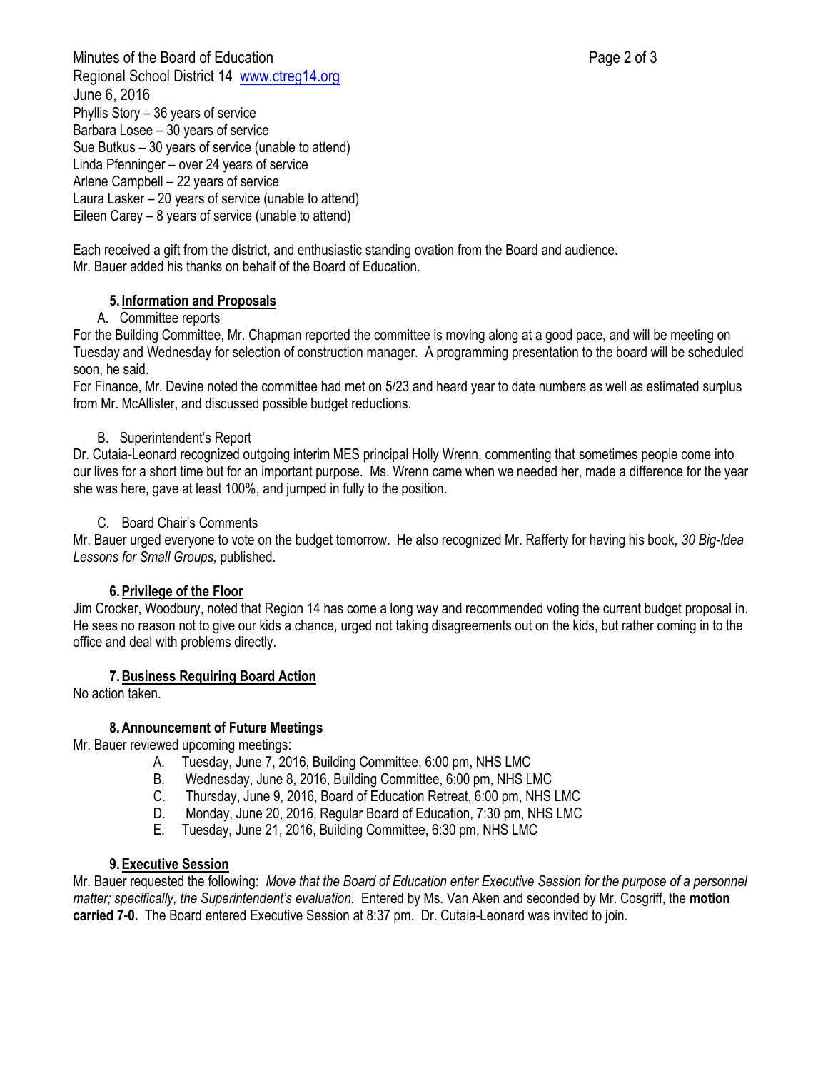Phyllis Story – 36 years of service
Barbara Losee – 30 years of service
Sue Butkus – 30 years of service (unable to attend)
Linda Pfenninger – over 24 years of service
Arlene Campbell – 22 years of service
Laura Lasker – 20 years of service (unable to attend)
Eileen Carey – 8 years of service (unable to attend)

Each received a gift from the district, and enthusiastic standing ovation from the Board and audience.
Mr. Bauer added his thanks on behalf of the Board of Education.

## 5. Information and Proposals

A. Committee reports

For the Building Committee, Mr. Chapman reported the committee is moving along at a good pace, and will be meeting on Tuesday and Wednesday for selection of construction manager. A programming presentation to the board will be scheduled soon, he said.

For Finance, Mr. Devine noted the committee had met on 5/23 and heard year to date numbers as well as estimated surplus from Mr. McAllister, and discussed possible budget reductions.

B. Superintendent's Report

Dr. Cutaia-Leonard recognized outgoing interim MES principal Holly Wrenn, commenting that sometimes people come into our lives for a short time but for an important purpose. Ms. Wrenn came when we needed her, made a difference for the year she was here, gave at least 100%, and jumped in fully to the position.

C. Board Chair's Comments

Mr. Bauer urged everyone to vote on the budget tomorrow. He also recognized Mr. Rafferty for having his book, *30 Big-Idea Lessons for Small Groups,* published.

## 6. Privilege of the Floor

Jim Crocker, Woodbury, noted that Region 14 has come a long way and recommended voting the current budget proposal in. He sees no reason not to give our kids a chance, urged not taking disagreements out on the kids, but rather coming in to the office and deal with problems directly.

## 7. Business Requiring Board Action

No action taken.

## 8. Announcement of Future Meetings

Mr. Bauer reviewed upcoming meetings:

A. Tuesday, June 7, 2016, Building Committee, 6:00 pm, NHS LMC
B. Wednesday, June 8, 2016, Building Committee, 6:00 pm, NHS LMC
C. Thursday, June 9, 2016, Board of Education Retreat, 6:00 pm, NHS LMC
D. Monday, June 20, 2016, Regular Board of Education, 7:30 pm, NHS LMC
E. Tuesday, June 21, 2016, Building Committee, 6:30 pm, NHS LMC

## 9. Executive Session

Mr. Bauer requested the following: *Move that the Board of Education enter Executive Session for the purpose of a personnel matter; specifically, the Superintendent's evaluation.* Entered by Ms. Van Aken and seconded by Mr. Cosgriff, the **motion carried 7-0.** The Board entered Executive Session at 8:37 pm. Dr. Cutaia-Leonard was invited to join.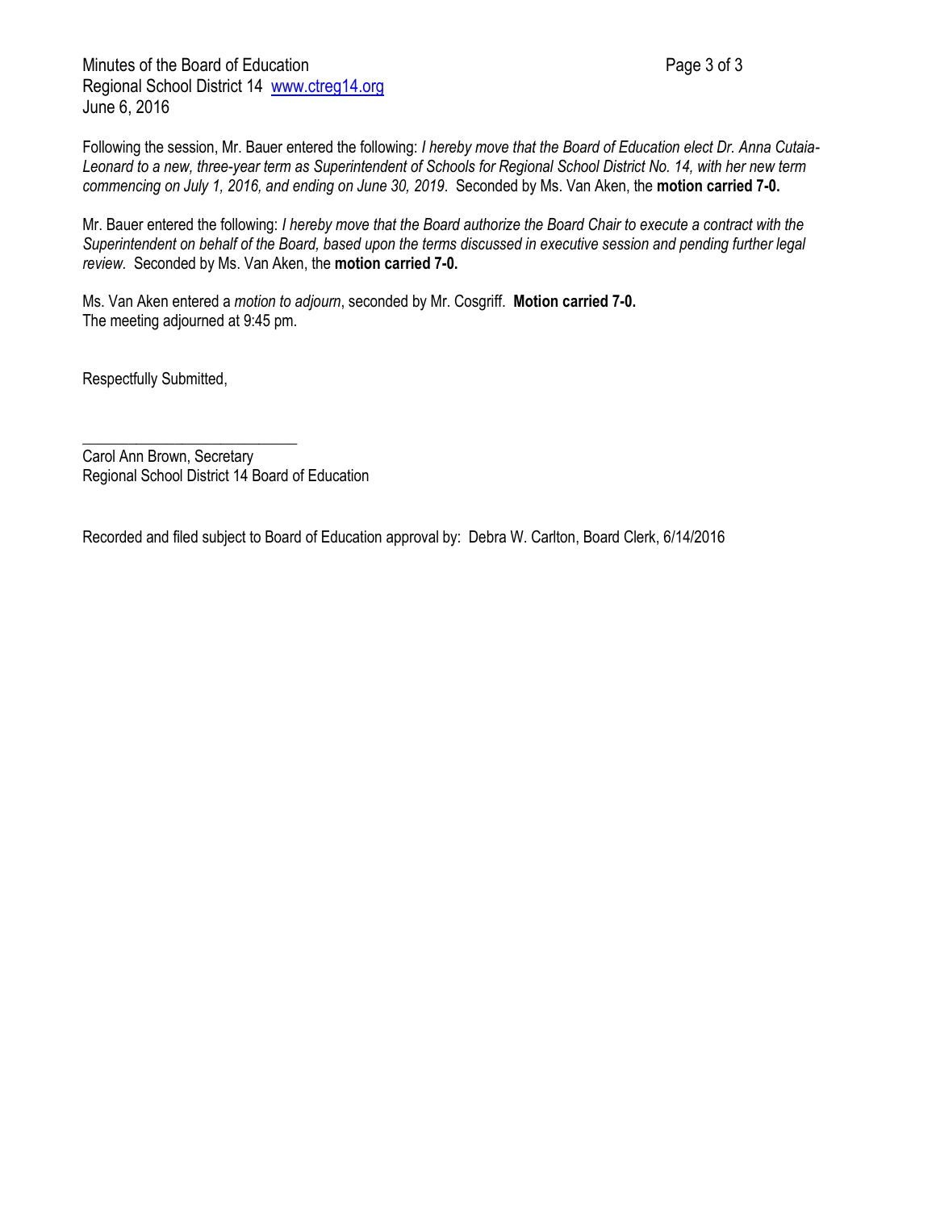Following the session, Mr. Bauer entered the following: *I hereby move that the Board of Education elect Dr. Anna Cutaia-Leonard to a new, three-year term as Superintendent of Schools for Regional School District No. 14, with her new term commencing on July 1, 2016, and ending on June 30, 2019*. Seconded by Ms. Van Aken, the **motion carried 7-0.**

Mr. Bauer entered the following: *I hereby move that the Board authorize the Board Chair to execute a contract with the Superintendent on behalf of the Board, based upon the terms discussed in executive session and pending further legal review.* Seconded by Ms. Van Aken, the **motion carried 7-0.**

Ms. Van Aken entered a *motion to adjourn*, seconded by Mr. Cosgriff. **Motion carried 7-0.**
The meeting adjourned at 9:45 pm.

Respectfully Submitted,

\_\_\_\_\_\_\_\_\_\_\_\_\_\_\_\_\_\_\_\_\_\_\_\_\_\_\_\_

Carol Ann Brown, Secretary
Regional School District 14 Board of Education

Recorded and filed subject to Board of Education approval by: Debra W. Carlton, Board Clerk, 6/14/2016